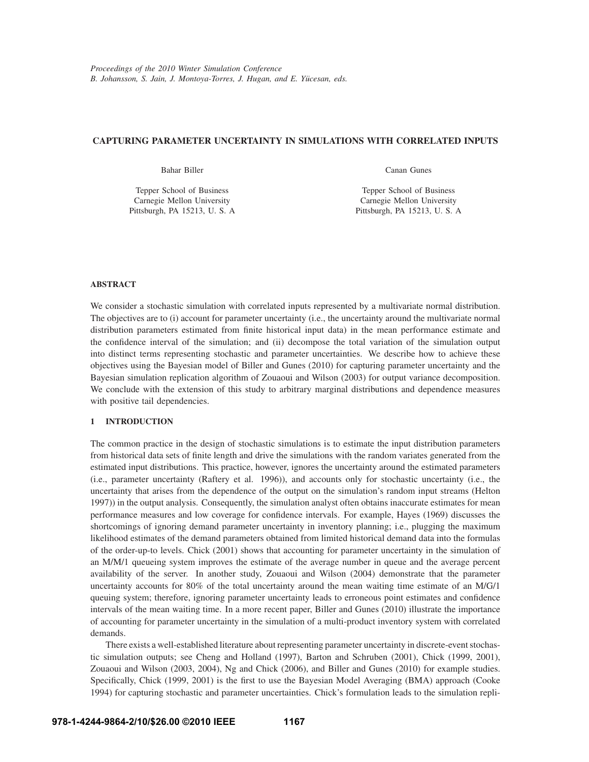Proceedings of the 2010 Winter Simulation Conference
B. Johansson, S. Jain, J. Montoya-Torres, J. Hugan, and E. Yücesan, eds.

# CAPTURING PARAMETER UNCERTAINTY IN SIMULATIONS WITH CORRELATED INPUTS

Bahar Biller

Tepper School of Business
Carnegie Mellon University
Pittsburgh, PA 15213, U. S. A

Canan Gunes

Tepper School of Business
Carnegie Mellon University
Pittsburgh, PA 15213, U. S. A

## ABSTRACT

We consider a stochastic simulation with correlated inputs represented by a multivariate normal distribution. The objectives are to (i) account for parameter uncertainty (i.e., the uncertainty around the multivariate normal distribution parameters estimated from finite historical input data) in the mean performance estimate and the confidence interval of the simulation; and (ii) decompose the total variation of the simulation output into distinct terms representing stochastic and parameter uncertainties. We describe how to achieve these objectives using the Bayesian model of Biller and Gunes (2010) for capturing parameter uncertainty and the Bayesian simulation replication algorithm of Zouaoui and Wilson (2003) for output variance decomposition. We conclude with the extension of this study to arbitrary marginal distributions and dependence measures with positive tail dependencies.

## 1 INTRODUCTION

The common practice in the design of stochastic simulations is to estimate the input distribution parameters from historical data sets of finite length and drive the simulations with the random variates generated from the estimated input distributions. This practice, however, ignores the uncertainty around the estimated parameters (i.e., parameter uncertainty (Raftery et al. 1996)), and accounts only for stochastic uncertainty (i.e., the uncertainty that arises from the dependence of the output on the simulation's random input streams (Helton 1997)) in the output analysis. Consequently, the simulation analyst often obtains inaccurate estimates for mean performance measures and low coverage for confidence intervals. For example, Hayes (1969) discusses the shortcomings of ignoring demand parameter uncertainty in inventory planning; i.e., plugging the maximum likelihood estimates of the demand parameters obtained from limited historical demand data into the formulas of the order-up-to levels. Chick (2001) shows that accounting for parameter uncertainty in the simulation of an M/M/1 queueing system improves the estimate of the average number in queue and the average percent availability of the server. In another study, Zouaoui and Wilson (2004) demonstrate that the parameter uncertainty accounts for 80% of the total uncertainty around the mean waiting time estimate of an M/G/1 queuing system; therefore, ignoring parameter uncertainty leads to erroneous point estimates and confidence intervals of the mean waiting time. In a more recent paper, Biller and Gunes (2010) illustrate the importance of accounting for parameter uncertainty in the simulation of a multi-product inventory system with correlated demands.

There exists a well-established literature about representing parameter uncertainty in discrete-event stochastic simulation outputs; see Cheng and Holland (1997), Barton and Schruben (2001), Chick (1999, 2001), Zouaoui and Wilson (2003, 2004), Ng and Chick (2006), and Biller and Gunes (2010) for example studies. Specifically, Chick (1999, 2001) is the first to use the Bayesian Model Averaging (BMA) approach (Cooke 1994) for capturing stochastic and parameter uncertainties. Chick's formulation leads to the simulation repli-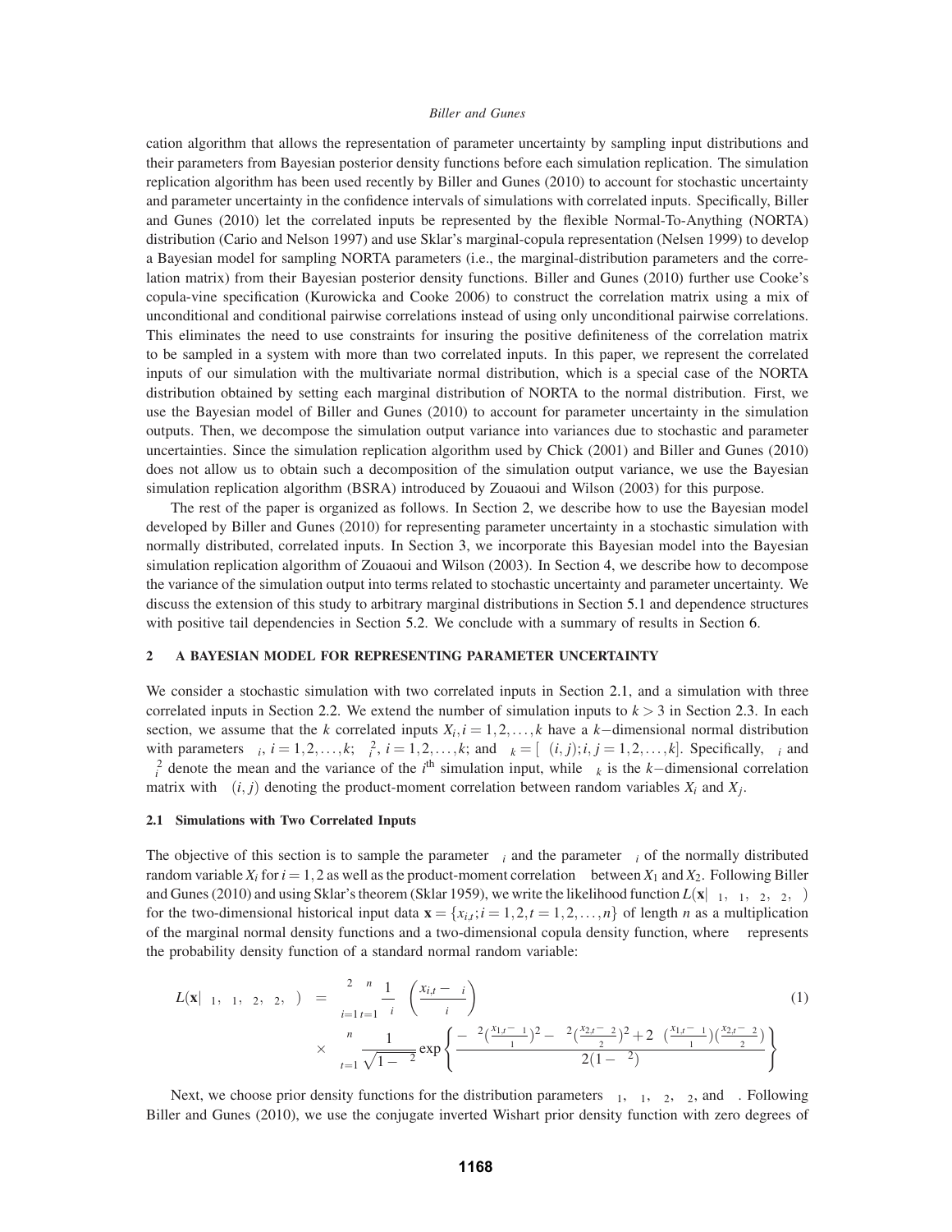cation algorithm that allows the representation of parameter uncertainty by sampling input distributions and their parameters from Bayesian posterior density functions before each simulation replication. The simulation replication algorithm has been used recently by Biller and Gunes (2010) to account for stochastic uncertainty and parameter uncertainty in the confidence intervals of simulations with correlated inputs. Specifically, Biller and Gunes (2010) let the correlated inputs be represented by the flexible Normal-To-Anything (NORTA) distribution (Cario and Nelson 1997) and use Sklar's marginal-copula representation (Nelsen 1999) to develop a Bayesian model for sampling NORTA parameters (i.e., the marginal-distribution parameters and the correlation matrix) from their Bayesian posterior density functions. Biller and Gunes (2010) further use Cooke's copula-vine specification (Kurowicka and Cooke 2006) to construct the correlation matrix using a mix of unconditional and conditional pairwise correlations instead of using only unconditional pairwise correlations. This eliminates the need to use constraints for insuring the positive definiteness of the correlation matrix to be sampled in a system with more than two correlated inputs. In this paper, we represent the correlated inputs of our simulation with the multivariate normal distribution, which is a special case of the NORTA distribution obtained by setting each marginal distribution of NORTA to the normal distribution. First, we use the Bayesian model of Biller and Gunes (2010) to account for parameter uncertainty in the simulation outputs. Then, we decompose the simulation output variance into variances due to stochastic and parameter uncertainties. Since the simulation replication algorithm used by Chick (2001) and Biller and Gunes (2010) does not allow us to obtain such a decomposition of the simulation output variance, we use the Bayesian simulation replication algorithm (BSRA) introduced by Zouaoui and Wilson (2003) for this purpose.

The rest of the paper is organized as follows. In Section 2, we describe how to use the Bayesian model developed by Biller and Gunes (2010) for representing parameter uncertainty in a stochastic simulation with normally distributed, correlated inputs. In Section 3, we incorporate this Bayesian model into the Bayesian simulation replication algorithm of Zouaoui and Wilson (2003). In Section 4, we describe how to decompose the variance of the simulation output into terms related to stochastic uncertainty and parameter uncertainty. We discuss the extension of this study to arbitrary marginal distributions in Section 5.1 and dependence structures with positive tail dependencies in Section 5.2. We conclude with a summary of results in Section 6.

## 2 A BAYESIAN MODEL FOR REPRESENTING PARAMETER UNCERTAINTY

We consider a stochastic simulation with two correlated inputs in Section 2.1, and a simulation with three correlated inputs in Section 2.2. We extend the number of simulation inputs to $k > 3$ in Section 2.3. In each section, we assume that the $k$ correlated inputs $X_i, i = 1, 2, \ldots, k$ have a $k$−dimensional normal distribution with parameters $\mu_i$, $i = 1, 2, \ldots, k$; $\sigma_i^2$, $i = 1, 2, \ldots, k$; and $\Sigma_k = [\rho(i, j); i, j = 1, 2, \ldots, k]$. Specifically, $\mu_i$ and $\sigma_i^2$ denote the mean and the variance of the $i^{\text{th}}$ simulation input, while $\Sigma_k$ is the $k$−dimensional correlation matrix with $\rho(i, j)$ denoting the product-moment correlation between random variables $X_i$ and $X_j$.

### 2.1 Simulations with Two Correlated Inputs

The objective of this section is to sample the parameter $\mu_i$ and the parameter $\sigma_i$ of the normally distributed random variable $X_i$ for $i = 1, 2$ as well as the product-moment correlation $\rho$ between $X_1$ and $X_2$. Following Biller and Gunes (2010) and using Sklar's theorem (Sklar 1959), we write the likelihood function $L(\mathbf{x}|\mu_1, \sigma_1, \mu_2, \sigma_2, \rho)$ for the two-dimensional historical input data $\mathbf{x} = \{x_{i,t}; i = 1, 2, t = 1, 2, \ldots, n\}$ of length $n$ as a multiplication of the marginal normal density functions and a two-dimensional copula density function, where $\phi$ represents the probability density function of a standard normal random variable:

$$L(\mathbf{x}|\mu_1, \sigma_1, \mu_2, \sigma_2, \rho) = \prod_{i=1}^{2}\prod_{t=1}^{n} \frac{1}{\sigma_i}\phi\left(\frac{x_{i,t} - \mu_i}{\sigma_i}\right) \times \prod_{t=1}^{n} \frac{1}{\sqrt{1-\rho^2}} \exp\left\{\frac{-\rho^2(\frac{x_{1,t}-\mu_1}{\sigma_1})^2 - \rho^2(\frac{x_{2,t}-\mu_2}{\sigma_2})^2 + 2\rho(\frac{x_{1,t}-\mu_1}{\sigma_1})(\frac{x_{2,t}-\mu_2}{\sigma_2})}{2(1-\rho^2)}\right\} \tag{1}$$

Next, we choose prior density functions for the distribution parameters $\mu_1$, $\sigma_1$, $\mu_2$, $\sigma_2$, and $\rho$. Following Biller and Gunes (2010), we use the conjugate inverted Wishart prior density function with zero degrees of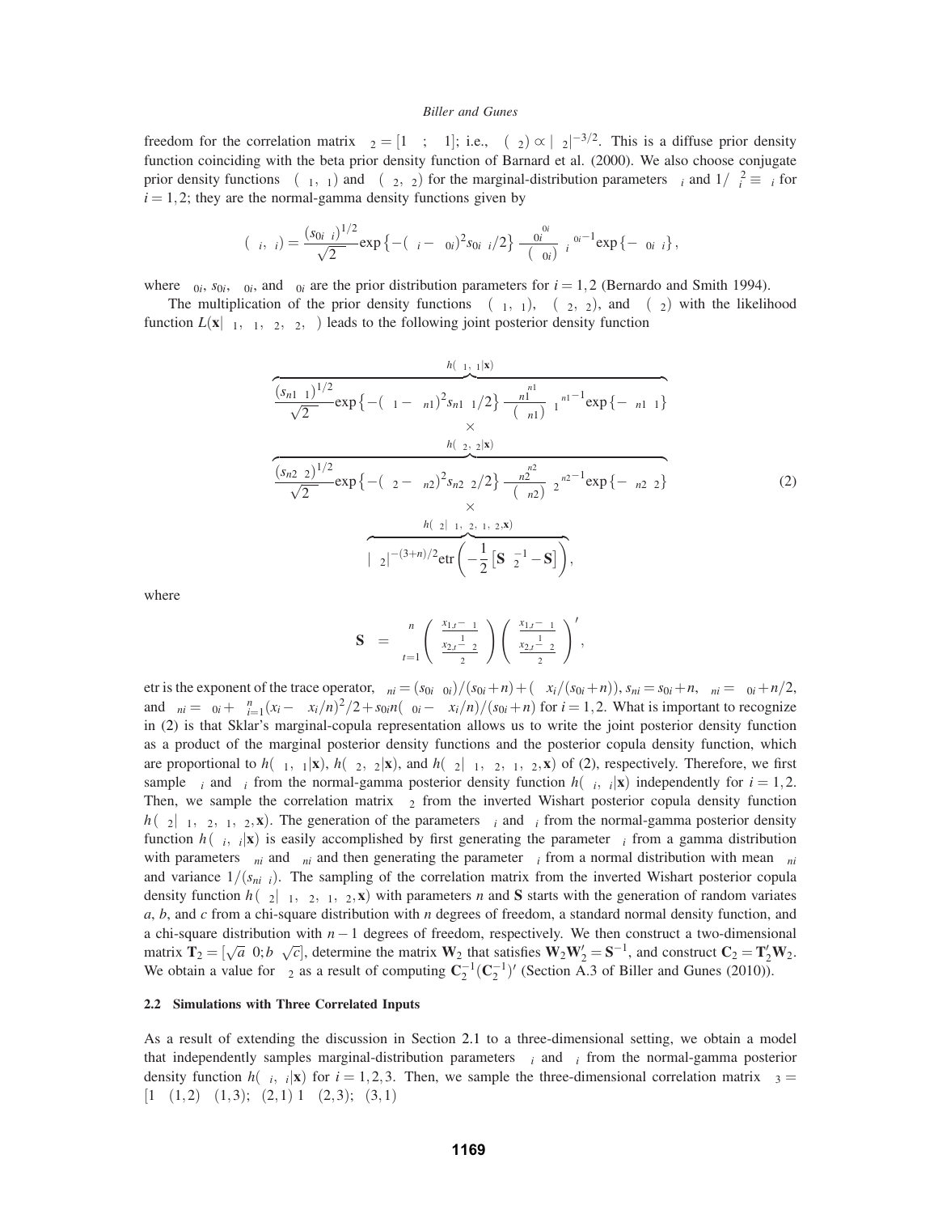freedom for the correlation matrix $\Sigma_2 = [1\ \rho;\ \rho\ 1]$; i.e., $\pi(\Sigma_2) \propto |\Sigma_2|^{-3/2}$. This is a diffuse prior density function coinciding with the beta prior density function of Barnard et al. (2000). We also choose conjugate prior density functions $\pi(\mu_1, \tau_1)$ and $\pi(\mu_2, \tau_2)$ for the marginal-distribution parameters $\mu_i$ and $1/\sigma_i^2 \equiv \tau_i$ for $i = 1,2$; they are the normal-gamma density functions given by

$$\pi(\mu_i, \tau_i) = \frac{(s_{0i}\tau_i)^{1/2}}{\sqrt{2\pi}} \exp\left\{-(\mu_i - \mu_{0i})^2 s_{0i}\tau_i/2\right\} \frac{\beta_{0i}^{\alpha_{0i}}}{\Gamma(\alpha_{0i})} \tau_i^{\alpha_{0i}-1} \exp\left\{-\beta_{0i}\tau_i\right\},$$

where $\mu_{0i}$, $s_{0i}$, $\alpha_{0i}$, and $\beta_{0i}$ are the prior distribution parameters for $i = 1,2$ (Bernardo and Smith 1994).

The multiplication of the prior density functions $\pi(\mu_1, \tau_1)$, $\pi(\mu_2, \tau_2)$, and $\pi(\Sigma_2)$ with the likelihood function $L(\mathbf{x}|\mu_1, \tau_1, \mu_2, \tau_2, \rho)$ leads to the following joint posterior density function

$$
\begin{gathered}
\overbrace{\frac{(s_{n1}\tau_1)^{1/2}}{\sqrt{2\pi}} \exp\left\{-(\mu_1 - \mu_{n1})^2 s_{n1}\tau_1/2\right\} \frac{\beta_{n1}^{\alpha_{n1}}}{\Gamma(\alpha_{n1})} \tau_1^{\alpha_{n1}-1} \exp\left\{-\beta_{n1}\tau_1\right\}}^{h(\mu_1, \tau_1|\mathbf{x})} \\
\times \\
\overbrace{\frac{(s_{n2}\tau_2)^{1/2}}{\sqrt{2\pi}} \exp\left\{-(\mu_2 - \mu_{n2})^2 s_{n2}\tau_2/2\right\} \frac{\beta_{n2}^{\alpha_{n2}}}{\Gamma(\alpha_{n2})} \tau_2^{\alpha_{n2}-1} \exp\left\{-\beta_{n2}\tau_2\right\}}^{h(\mu_2, \tau_2|\mathbf{x})} \\
\times \\
\overbrace{|\Sigma_2|^{-(3+n)/2} \mathrm{etr}\left(-\frac{1}{2}\left[\mathbf{S}\Sigma_2^{-1} - \mathbf{S}\right]\right)}^{h(\Sigma_2|\mu_1, \mu_2, \tau_1, \tau_2, \mathbf{x})},
\end{gathered}
\tag{2}
$$

where

$$\mathbf{S} = \sum_{t=1}^{n} \begin{pmatrix} \frac{x_{1,t} - \mu_1}{\tau_1^{-\frac{1}{2}}} \\ \frac{x_{2,t} - \mu_2}{\tau_2^{-\frac{1}{2}}} \end{pmatrix} \begin{pmatrix} \frac{x_{1,t} - \mu_1}{\tau_1^{-\frac{1}{2}}} \\ \frac{x_{2,t} - \mu_2}{\tau_2^{-\frac{1}{2}}} \end{pmatrix}',$$

etr is the exponent of the trace operator, $\mu_{ni} = (s_{0i}\mu_{0i})/(s_{0i}+n) + (\sum x_i/(s_{0i}+n))$, $s_{ni} = s_{0i} + n$, $\alpha_{ni} = \alpha_{0i} + n/2$, and $\beta_{ni} = \beta_{0i} + \sum_{i=1}^{n}(x_i - \sum x_i/n)^2/2 + s_{0i}n(\mu_{0i} - \sum x_i/n)/(s_{0i}+n)$ for $i = 1,2$. What is important to recognize in (2) is that Sklar's marginal-copula representation allows us to write the joint posterior density function as a product of the marginal posterior density functions and the posterior copula density function, which are proportional to $h(\mu_1, \tau_1|\mathbf{x})$, $h(\mu_2, \tau_2|\mathbf{x})$, and $h(\Sigma_2|\mu_1, \mu_2, \tau_1, \tau_2, \mathbf{x})$ of (2), respectively. Therefore, we first sample $\mu_i$ and $\tau_i$ from the normal-gamma posterior density function $h(\mu_i, \tau_i|\mathbf{x})$ independently for $i = 1,2$. Then, we sample the correlation matrix $\Sigma_2$ from the inverted Wishart posterior copula density function $h(\Sigma_2|\mu_1, \mu_2, \tau_1, \tau_2, \mathbf{x})$. The generation of the parameters $\mu_i$ and $\tau_i$ from the normal-gamma posterior density function $h(\mu_i, \tau_i|\mathbf{x})$ is easily accomplished by first generating the parameter $\tau_i$ from a gamma distribution with parameters $\alpha_{ni}$ and $\beta_{ni}$ and then generating the parameter $\mu_i$ from a normal distribution with mean $\mu_{ni}$ and variance $1/(s_{ni}\tau_i)$. The sampling of the correlation matrix from the inverted Wishart posterior copula density function $h(\Sigma_2|\mu_1, \mu_2, \tau_1, \tau_2, \mathbf{x})$ with parameters $n$ and $\mathbf{S}$ starts with the generation of random variates $a$, $b$, and $c$ from a chi-square distribution with $n$ degrees of freedom, a standard normal density function, and a chi-square distribution with $n-1$ degrees of freedom, respectively. We then construct a two-dimensional matrix $\mathbf{T}_2 = [\sqrt{a}\ 0; b\ \sqrt{c}]$, determine the matrix $\mathbf{W}_2$ that satisfies $\mathbf{W}_2\mathbf{W}_2' = \mathbf{S}^{-1}$, and construct $\mathbf{C}_2 = \mathbf{T}_2'\mathbf{W}_2$. We obtain a value for $\Sigma_2$ as a result of computing $\mathbf{C}_2^{-1}(\mathbf{C}_2^{-1})'$ (Section A.3 of Biller and Gunes (2010)).

### 2.2 Simulations with Three Correlated Inputs

As a result of extending the discussion in Section 2.1 to a three-dimensional setting, we obtain a model that independently samples marginal-distribution parameters $\mu_i$ and $\tau_i$ from the normal-gamma posterior density function $h(\mu_i, \tau_i|\mathbf{x})$ for $i = 1,2,3$. Then, we sample the three-dimensional correlation matrix $\Sigma_3 = [1\ \rho(1,2)\ \rho(1,3);\ \rho(2,1)\ 1\ \rho(2,3);\ \rho(3,1)$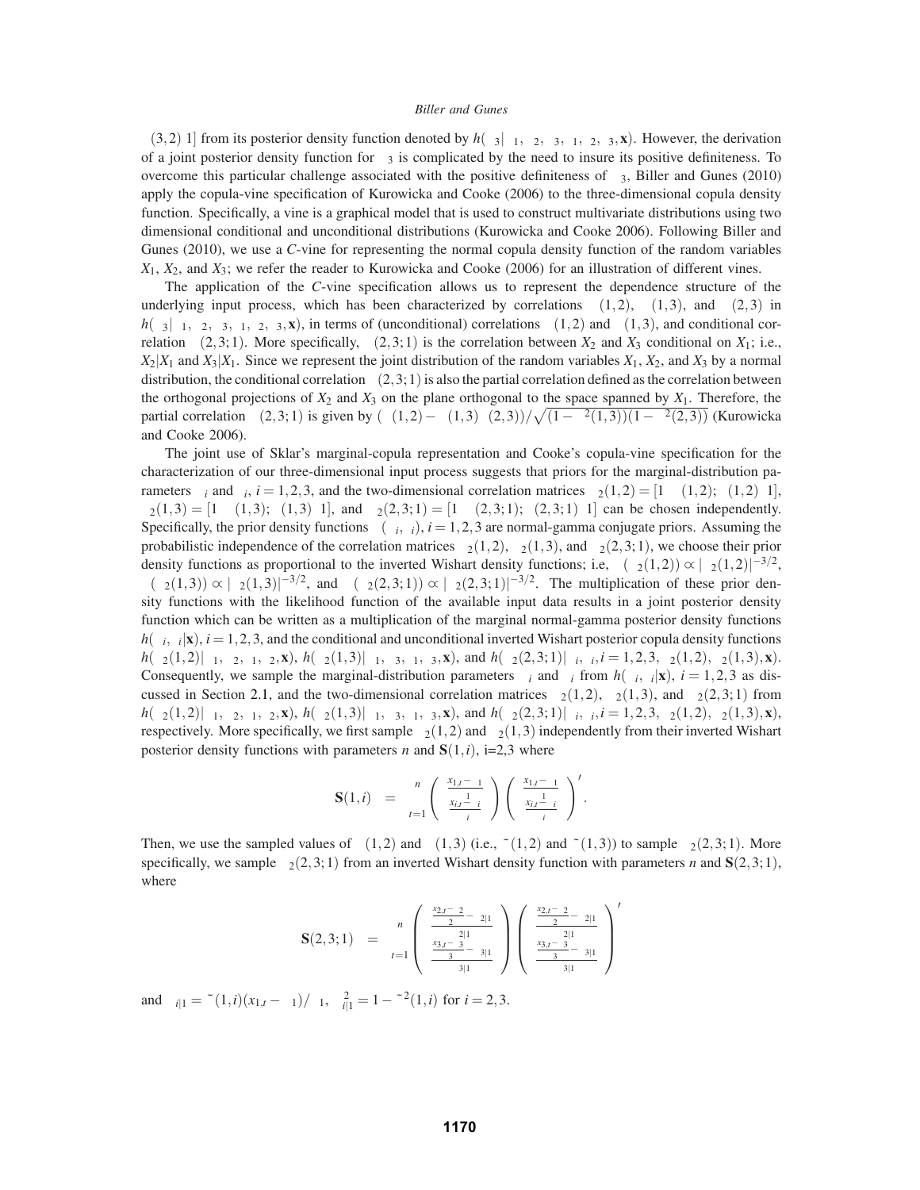$\rho(3,2)\ 1]$ from its posterior density function denoted by $h(\Sigma_3|\mu_1,\mu_2,\mu_3,\sigma_1,\sigma_2,\sigma_3,\mathbf{x})$. However, the derivation of a joint posterior density function for $\Sigma_3$ is complicated by the need to insure its positive definiteness. To overcome this particular challenge associated with the positive definiteness of $\Sigma_3$, Biller and Gunes (2010) apply the copula-vine specification of Kurowicka and Cooke (2006) to the three-dimensional copula density function. Specifically, a vine is a graphical model that is used to construct multivariate distributions using two dimensional conditional and unconditional distributions (Kurowicka and Cooke 2006). Following Biller and Gunes (2010), we use a *C*-vine for representing the normal copula density function of the random variables $X_1$, $X_2$, and $X_3$; we refer the reader to Kurowicka and Cooke (2006) for an illustration of different vines.

The application of the *C*-vine specification allows us to represent the dependence structure of the underlying input process, which has been characterized by correlations $\rho(1,2)$, $\rho(1,3)$, and $\rho(2,3)$ in $h(\Sigma_3|\mu_1,\mu_2,\mu_3,\sigma_1,\sigma_2,\sigma_3,\mathbf{x})$, in terms of (unconditional) correlations $\rho(1,2)$ and $\rho(1,3)$, and conditional correlation $\rho(2,3;1)$. More specifically, $\rho(2,3;1)$ is the correlation between $X_2$ and $X_3$ conditional on $X_1$; i.e., $X_2|X_1$ and $X_3|X_1$. Since we represent the joint distribution of the random variables $X_1$, $X_2$, and $X_3$ by a normal distribution, the conditional correlation $\rho(2,3;1)$ is also the partial correlation defined as the correlation between the orthogonal projections of $X_2$ and $X_3$ on the plane orthogonal to the space spanned by $X_1$. Therefore, the partial correlation $\rho(2,3;1)$ is given by $(\rho(1,2)-\rho(1,3)\rho(2,3))/\sqrt{(1-\rho^2(1,3))(1-\rho^2(2,3))}$ (Kurowicka and Cooke 2006).

The joint use of Sklar's marginal-copula representation and Cooke's copula-vine specification for the characterization of our three-dimensional input process suggests that priors for the marginal-distribution parameters $\mu_i$ and $\sigma_i$, $i=1,2,3$, and the two-dimensional correlation matrices $\Sigma_2(1,2)=[1\ \rho(1,2);\ \rho(1,2)\ 1]$, $\Sigma_2(1,3)=[1\ \rho(1,3);\ \rho(1,3)\ 1]$, and $\Sigma_2(2,3;1)=[1\ \rho(2,3;1);\ \rho(2,3;1)\ 1]$ can be chosen independently. Specifically, the prior density functions $\pi(\mu_i,\sigma_i)$, $i=1,2,3$ are normal-gamma conjugate priors. Assuming the probabilistic independence of the correlation matrices $\Sigma_2(1,2)$, $\Sigma_2(1,3)$, and $\Sigma_2(2,3;1)$, we choose their prior density functions as proportional to the inverted Wishart density functions; i.e., $\pi(\Sigma_2(1,2))\propto|\Sigma_2(1,2)|^{-3/2}$, $\pi(\Sigma_2(1,3))\propto|\Sigma_2(1,3)|^{-3/2}$, and $\pi(\Sigma_2(2,3;1))\propto|\Sigma_2(2,3;1)|^{-3/2}$. The multiplication of these prior density functions with the likelihood function of the available input data results in a joint posterior density function which can be written as a multiplication of the marginal normal-gamma posterior density functions $h(\mu_i,\sigma_i|\mathbf{x})$, $i=1,2,3$, and the conditional and unconditional inverted Wishart posterior copula density functions $h(\Sigma_2(1,2)|\mu_1,\mu_2,\sigma_1,\sigma_2,\mathbf{x})$, $h(\Sigma_2(1,3)|\mu_1,\mu_3,\sigma_1,\sigma_3,\mathbf{x})$, and $h(\Sigma_2(2,3;1)|\mu_i,\sigma_i,i=1,2,3,\Sigma_2(1,2),\Sigma_2(1,3),\mathbf{x})$. Consequently, we sample the marginal-distribution parameters $\mu_i$ and $\sigma_i$ from $h(\mu_i,\sigma_i|\mathbf{x})$, $i=1,2,3$ as discussed in Section 2.1, and the two-dimensional correlation matrices $\Sigma_2(1,2)$, $\Sigma_2(1,3)$, and $\Sigma_2(2,3;1)$ from $h(\Sigma_2(1,2)|\mu_1,\mu_2,\sigma_1,\sigma_2,\mathbf{x})$, $h(\Sigma_2(1,3)|\mu_1,\mu_3,\sigma_1,\sigma_3,\mathbf{x})$, and $h(\Sigma_2(2,3;1)|\mu_i,\sigma_i,i=1,2,3,\Sigma_2(1,2),\Sigma_2(1,3),\mathbf{x})$, respectively. More specifically, we first sample $\Sigma_2(1,2)$ and $\Sigma_2(1,3)$ independently from their inverted Wishart posterior density functions with parameters $n$ and $\mathbf{S}(1,i)$, i=2,3 where

$$\mathbf{S}(1,i) = \sum_{t=1}^{n}\begin{pmatrix}\frac{x_{1,t}-\mu_1}{\sigma_1}\\ \frac{x_{i,t}-\mu_i}{\sigma_i}\end{pmatrix}\begin{pmatrix}\frac{x_{1,t}-\mu_1}{\sigma_1}\\ \frac{x_{i,t}-\mu_i}{\sigma_i}\end{pmatrix}'.$$

Then, we use the sampled values of $\rho(1,2)$ and $\rho(1,3)$ (i.e., $\tilde{\rho}(1,2)$ and $\tilde{\rho}(1,3)$) to sample $\Sigma_2(2,3;1)$. More specifically, we sample $\Sigma_2(2,3;1)$ from an inverted Wishart density function with parameters $n$ and $\mathbf{S}(2,3;1)$, where

$$\mathbf{S}(2,3;1) = \sum_{t=1}^{n}\begin{pmatrix}\frac{\frac{x_{2,t}-\mu_2}{\sigma_2}-\mu_{2|1}}{\sigma_{2|1}}\\ \frac{\frac{x_{3,t}-\mu_3}{\sigma_3}-\mu_{3|1}}{\sigma_{3|1}}\end{pmatrix}\begin{pmatrix}\frac{\frac{x_{2,t}-\mu_2}{\sigma_2}-\mu_{2|1}}{\sigma_{2|1}}\\ \frac{\frac{x_{3,t}-\mu_3}{\sigma_3}-\mu_{3|1}}{\sigma_{3|1}}\end{pmatrix}'$$

and $\mu_{i|1}=\tilde{\rho}(1,i)(x_{1,t}-\mu_1)/\sigma_1$, $\sigma^2_{i|1}=1-\tilde{\rho}^2(1,i)$ for $i=2,3$.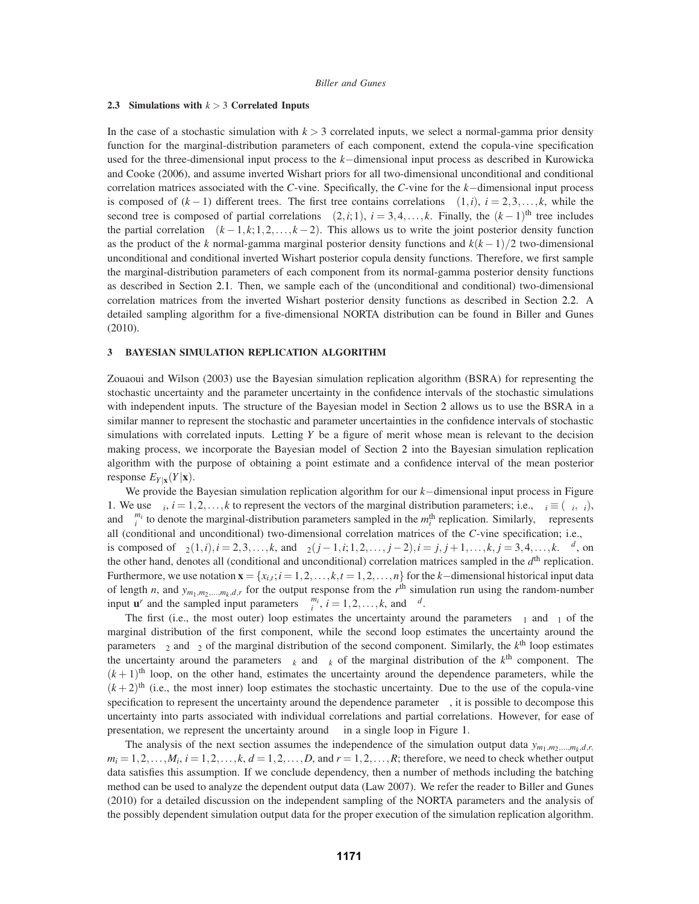### 2.3 Simulations with $k > 3$ Correlated Inputs

In the case of a stochastic simulation with $k > 3$ correlated inputs, we select a normal-gamma prior density function for the marginal-distribution parameters of each component, extend the copula-vine specification used for the three-dimensional input process to the $k-$dimensional input process as described in Kurowicka and Cooke (2006), and assume inverted Wishart priors for all two-dimensional unconditional and conditional correlation matrices associated with the *C*-vine. Specifically, the *C*-vine for the $k-$dimensional input process is composed of $(k-1)$ different trees. The first tree contains correlations $(1,i)$, $i = 2,3,\ldots,k$, while the second tree is composed of partial correlations $(2,i;1)$, $i = 3,4,\ldots,k$. Finally, the $(k-1)^{\text{th}}$ tree includes the partial correlation $(k-1,k;1,2,\ldots,k-2)$. This allows us to write the joint posterior density function as the product of the $k$ normal-gamma marginal posterior density functions and $k(k-1)/2$ two-dimensional unconditional and conditional inverted Wishart posterior copula density functions. Therefore, we first sample the marginal-distribution parameters of each component from its normal-gamma posterior density functions as described in Section 2.1. Then, we sample each of the (unconditional and conditional) two-dimensional correlation matrices from the inverted Wishart posterior density functions as described in Section 2.2. A detailed sampling algorithm for a five-dimensional NORTA distribution can be found in Biller and Gunes (2010).

## 3 BAYESIAN SIMULATION REPLICATION ALGORITHM

Zouaoui and Wilson (2003) use the Bayesian simulation replication algorithm (BSRA) for representing the stochastic uncertainty and the parameter uncertainty in the confidence intervals of the stochastic simulations with independent inputs. The structure of the Bayesian model in Section 2 allows us to use the BSRA in a similar manner to represent the stochastic and parameter uncertainties in the confidence intervals of stochastic simulations with correlated inputs. Letting $Y$ be a figure of merit whose mean is relevant to the decision making process, we incorporate the Bayesian model of Section 2 into the Bayesian simulation replication algorithm with the purpose of obtaining a point estimate and a confidence interval of the mean posterior response $E_{Y|\mathbf{x}}(Y|\mathbf{x})$.

We provide the Bayesian simulation replication algorithm for our $k-$dimensional input process in Figure 1. We use $_i$, $i = 1,2,\ldots,k$ to represent the vectors of the marginal distribution parameters; i.e., $_i \equiv (\ _i, \ _i)$, and $^{m_i}_i$ to denote the marginal-distribution parameters sampled in the $m_i^{\text{th}}$ replication. Similarly, represents all (conditional and unconditional) two-dimensional correlation matrices of the *C*-vine specification; i.e., is composed of $_2(1,i), i = 2,3,\ldots,k$, and $_2(j-1,i;1,2,\ldots,j-2), i = j, j+1,\ldots,k$, $j = 3,4,\ldots,k$. $^d$, on the other hand, denotes all (conditional and unconditional) correlation matrices sampled in the $d^{\text{th}}$ replication. Furthermore, we use notation $\mathbf{x} = \{x_{i,t}; i = 1,2,\ldots,k, t = 1,2,\ldots,n\}$ for the $k-$dimensional historical input data of length $n$, and $y_{m_1,m_2,\ldots,m_k,d,r}$ for the output response from the $r^{\text{th}}$ simulation run using the random-number input $\mathbf{u}^r$ and the sampled input parameters $^{m_i}_i$, $i = 1,2,\ldots,k$, and $^d$.

The first (i.e., the most outer) loop estimates the uncertainty around the parameters $_1$ and $_1$ of the marginal distribution of the first component, while the second loop estimates the uncertainty around the parameters $_2$ and $_2$ of the marginal distribution of the second component. Similarly, the $k^{\text{th}}$ loop estimates the uncertainty around the parameters $_k$ and $_k$ of the marginal distribution of the $k^{\text{th}}$ component. The $(k+1)^{\text{th}}$ loop, on the other hand, estimates the uncertainty around the dependence parameters, while the $(k+2)^{\text{th}}$ (i.e., the most inner) loop estimates the stochastic uncertainty. Due to the use of the copula-vine specification to represent the uncertainty around the dependence parameter , it is possible to decompose this uncertainty into parts associated with individual correlations and partial correlations. However, for ease of presentation, we represent the uncertainty around in a single loop in Figure 1.

The analysis of the next section assumes the independence of the simulation output data $y_{m_1,m_2,\ldots,m_k,d,r}$, $m_i = 1,2,\ldots,M_i$, $i = 1,2,\ldots,k$, $d = 1,2,\ldots,D$, and $r = 1,2,\ldots,R$; therefore, we need to check whether output data satisfies this assumption. If we conclude dependency, then a number of methods including the batching method can be used to analyze the dependent output data (Law 2007). We refer the reader to Biller and Gunes (2010) for a detailed discussion on the independent sampling of the NORTA parameters and the analysis of the possibly dependent simulation output data for the proper execution of the simulation replication algorithm.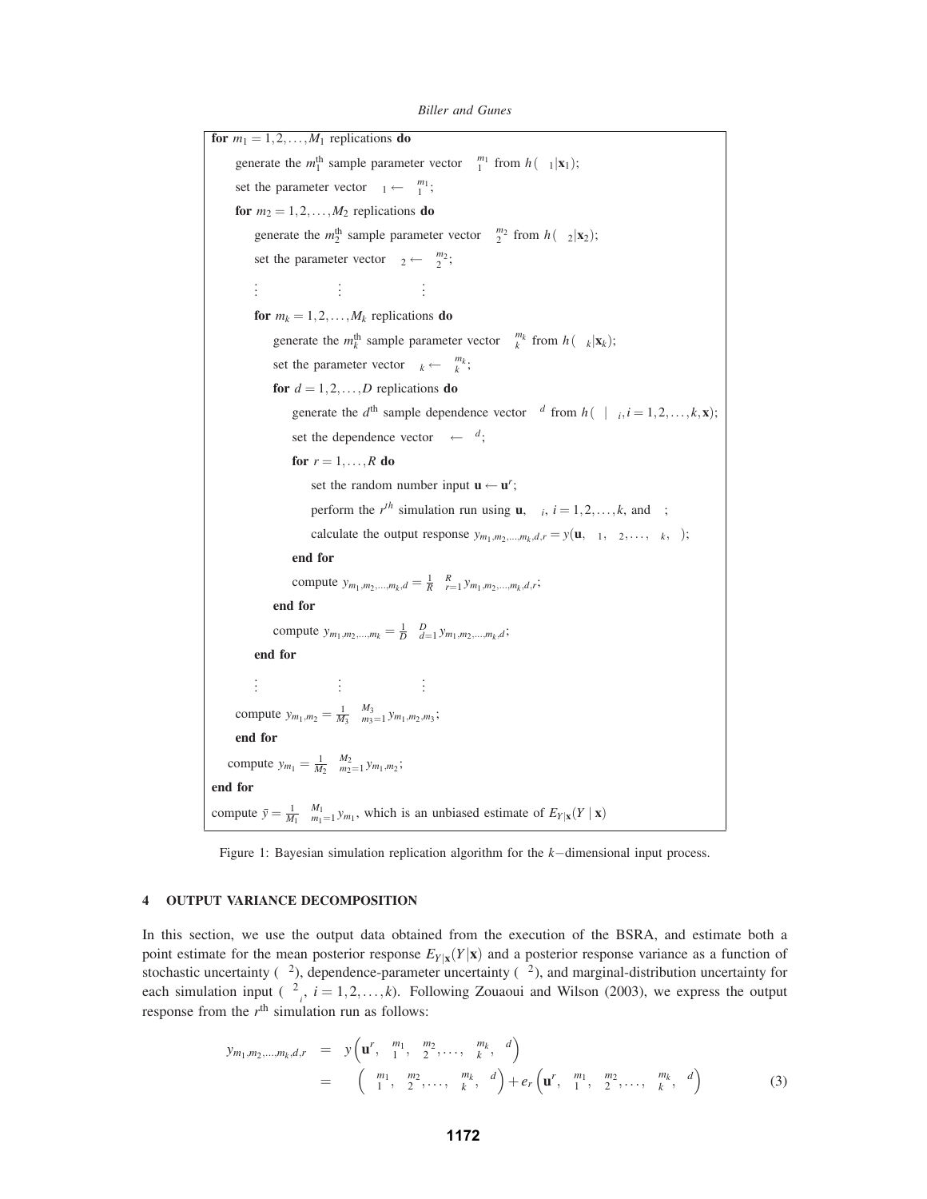```
for m_1 = 1,2,...,M_1 replications do
    generate the m_1^th sample parameter vector θ_1^{m_1} from h(θ_1|x_1);
    set the parameter vector θ_1 ← θ_1^{m_1};
    for m_2 = 1,2,...,M_2 replications do
        generate the m_2^th sample parameter vector θ_2^{m_2} from h(θ_2|x_2);
        set the parameter vector θ_2 ← θ_2^{m_2};
        ⋮            ⋮            ⋮
        for m_k = 1,2,...,M_k replications do
            generate the m_k^th sample parameter vector θ_k^{m_k} from h(θ_k|x_k);
            set the parameter vector θ_k ← θ_k^{m_k};
            for d = 1,2,...,D replications do
                generate the d^th sample dependence vector Σ^d from h(Σ | θ_i, i = 1,2,...,k, x);
                set the dependence vector Σ ← Σ^d;
                for r = 1,...,R do
                    set the random number input u ← u^r;
                    perform the r^th simulation run using u, θ_i, i = 1,2,...,k, and Σ;
                    calculate the output response y_{m_1,m_2,...,m_k,d,r} = y(u, θ_1, θ_2, ..., θ_k, Σ);
                end for
                compute y_{m_1,m_2,...,m_k,d} = (1/R) Σ_{r=1}^{R} y_{m_1,m_2,...,m_k,d,r};
            end for
            compute y_{m_1,m_2,...,m_k} = (1/D) Σ_{d=1}^{D} y_{m_1,m_2,...,m_k,d};
        end for
        ⋮            ⋮            ⋮
        compute y_{m_1,m_2} = (1/M_3) Σ_{m_3=1}^{M_3} y_{m_1,m_2,m_3};
    end for
    compute y_{m_1} = (1/M_2) Σ_{m_2=1}^{M_2} y_{m_1,m_2};
end for
compute ȳ = (1/M_1) Σ_{m_1=1}^{M_1} y_{m_1}, which is an unbiased estimate of E_{Y|x}(Y | x)
```

Figure 1: Bayesian simulation replication algorithm for the $k-$dimensional input process.

## 4 OUTPUT VARIANCE DECOMPOSITION

In this section, we use the output data obtained from the execution of the BSRA, and estimate both a point estimate for the mean posterior response $E_{Y|\mathbf{x}}(Y|\mathbf{x})$ and a posterior response variance as a function of stochastic uncertainty ($\tau^2$), dependence-parameter uncertainty ($\sigma_\Sigma^2$), and marginal-distribution uncertainty for each simulation input ($\sigma_{\theta_i}^2$, $i = 1,2,\ldots,k$). Following Zouaoui and Wilson (2003), we express the output response from the $r^{\text{th}}$ simulation run as follows:

$$
\begin{aligned}
y_{m_1,m_2,\ldots,m_k,d,r} &= y\left(\mathbf{u}^r, \theta_1^{m_1}, \theta_2^{m_2}, \ldots, \theta_k^{m_k}, \Sigma^d\right) \\
&= \mu\left(\theta_1^{m_1}, \theta_2^{m_2}, \ldots, \theta_k^{m_k}, \Sigma^d\right) + e_r\left(\mathbf{u}^r, \theta_1^{m_1}, \theta_2^{m_2}, \ldots, \theta_k^{m_k}, \Sigma^d\right) \qquad (3)
\end{aligned}
$$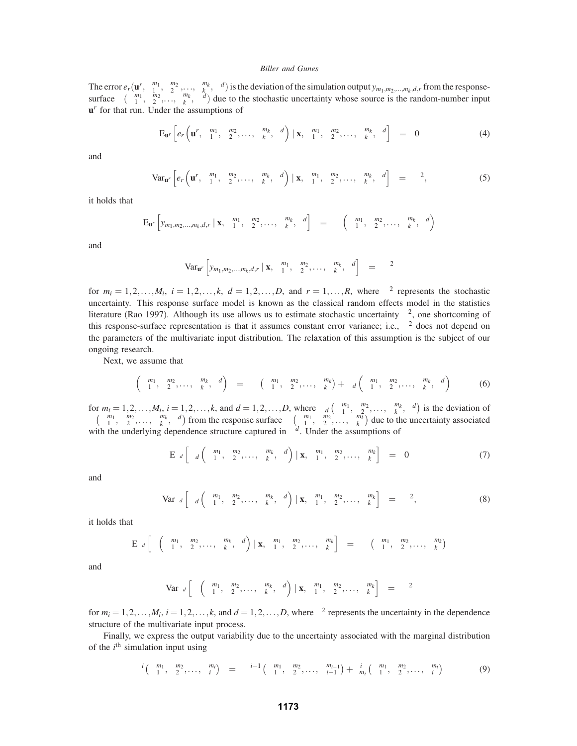The error $e_r(\mathbf{u}^r, \ {}_1^{m_1}, \ {}_2^{m_2}, \ldots, \ {}_k^{m_k}, \ {}^d)$ is the deviation of the simulation output $y_{m_1,m_2,\ldots,m_k,d,r}$ from the response-surface $\ (\ {}_1^{m_1}, \ {}_2^{m_2}, \ldots, \ {}_k^{m_k}, \ {}^d)$ due to the stochastic uncertainty whose source is the random-number input $\mathbf{u}^r$ for that run. Under the assumptions of

$$\mathrm{E}_{\mathbf{u}^r}\left[e_r\left(\mathbf{u}^r, \ {}_1^{m_1}, \ {}_2^{m_2}, \ldots, \ {}_k^{m_k}, \ {}^d\right) \mid \mathbf{x}, \ {}_1^{m_1}, \ {}_2^{m_2}, \ldots, \ {}_k^{m_k}, \ {}^d\right] = 0 \tag{4}$$

and

$$\mathrm{Var}_{\mathbf{u}^r}\left[e_r\left(\mathbf{u}^r, \ {}_1^{m_1}, \ {}_2^{m_2}, \ldots, \ {}_k^{m_k}, \ {}^d\right) \mid \mathbf{x}, \ {}_1^{m_1}, \ {}_2^{m_2}, \ldots, \ {}_k^{m_k}, \ {}^d\right] = \ {}^2, \tag{5}$$

it holds that

$$\mathrm{E}_{\mathbf{u}^r}\left[y_{m_1,m_2,\ldots,m_k,d,r} \mid \mathbf{x}, \ {}_1^{m_1}, \ {}_2^{m_2}, \ldots, \ {}_k^{m_k}, \ {}^d\right] = \ \left(\ {}_1^{m_1}, \ {}_2^{m_2}, \ldots, \ {}_k^{m_k}, \ {}^d\right)$$

and

$$\mathrm{Var}_{\mathbf{u}^r}\left[y_{m_1,m_2,\ldots,m_k,d,r} \mid \mathbf{x}, \ {}_1^{m_1}, \ {}_2^{m_2}, \ldots, \ {}_k^{m_k}, \ {}^d\right] = \ {}^2$$

for $m_i = 1,2,\ldots,M_i$, $i = 1,2,\ldots,k$, $d = 1,2,\ldots,D$, and $r = 1,\ldots,R$, where $\ {}^2$ represents the stochastic uncertainty. This response surface model is known as the classical random effects model in the statistics literature (Rao 1997). Although its use allows us to estimate stochastic uncertainty $\ {}^2$, one shortcoming of this response-surface representation is that it assumes constant error variance; i.e., $\ {}^2$ does not depend on the parameters of the multivariate input distribution. The relaxation of this assumption is the subject of our ongoing research.

Next, we assume that

$$\left(\ {}_1^{m_1}, \ {}_2^{m_2}, \ldots, \ {}_k^{m_k}, \ {}^d\right) = \ \left(\ {}_1^{m_1}, \ {}_2^{m_2}, \ldots, \ {}_k^{m_k}\right) + \ {}_d\left(\ {}_1^{m_1}, \ {}_2^{m_2}, \ldots, \ {}_k^{m_k}, \ {}^d\right) \tag{6}$$

for $m_i = 1,2,\ldots,M_i$, $i = 1,2,\ldots,k$, and $d = 1,2,\ldots,D$, where $\ {}_d\left(\ {}_1^{m_1}, \ {}_2^{m_2}, \ldots, \ {}_k^{m_k}, \ {}^d\right)$ is the deviation of $\ \left(\ {}_1^{m_1}, \ {}_2^{m_2}, \ldots, \ {}_k^{m_k}, \ {}^d\right)$ from the response surface $\ \left(\ {}_1^{m_1}, \ {}_2^{m_2}, \ldots, \ {}_k^{m_k}\right)$ due to the uncertainty associated with the underlying dependence structure captured in $\ {}^d$. Under the assumptions of

$$\mathrm{E}_{\ d}\left[\ {}_d\left(\ {}_1^{m_1}, \ {}_2^{m_2}, \ldots, \ {}_k^{m_k}, \ {}^d\right) \mid \mathbf{x}, \ {}_1^{m_1}, \ {}_2^{m_2}, \ldots, \ {}_k^{m_k}\right] = 0 \tag{7}$$

and

$$\mathrm{Var}_{\ d}\left[\ {}_d\left(\ {}_1^{m_1}, \ {}_2^{m_2}, \ldots, \ {}_k^{m_k}, \ {}^d\right) \mid \mathbf{x}, \ {}_1^{m_1}, \ {}_2^{m_2}, \ldots, \ {}_k^{m_k}\right] = \ {}^2, \tag{8}$$

it holds that

$$\mathrm{E}_{\ d}\left[\ \left(\ {}_1^{m_1}, \ {}_2^{m_2}, \ldots, \ {}_k^{m_k}, \ {}^d\right) \mid \mathbf{x}, \ {}_1^{m_1}, \ {}_2^{m_2}, \ldots, \ {}_k^{m_k}\right] = \ \left(\ {}_1^{m_1}, \ {}_2^{m_2}, \ldots, \ {}_k^{m_k}\right)$$

and

$$\mathrm{Var}_{\ d}\left[\ \left(\ {}_1^{m_1}, \ {}_2^{m_2}, \ldots, \ {}_k^{m_k}, \ {}^d\right) \mid \mathbf{x}, \ {}_1^{m_1}, \ {}_2^{m_2}, \ldots, \ {}_k^{m_k}\right] = \ {}^2$$

for $m_i = 1,2,\ldots,M_i$, $i = 1,2,\ldots,k$, and $d = 1,2,\ldots,D$, where $\ {}^2$ represents the uncertainty in the dependence structure of the multivariate input process.

Finally, we express the output variability due to the uncertainty associated with the marginal distribution of the $i^{\text{th}}$ simulation input using

$${}^i\left(\ {}_1^{m_1}, \ {}_2^{m_2}, \ldots, \ {}_i^{m_i}\right) = \ {}^{i-1}\left(\ {}_1^{m_1}, \ {}_2^{m_2}, \ldots, \ {}_{i-1}^{m_{i-1}}\right) + \ {}^i_{m_i}\left(\ {}_1^{m_1}, \ {}_2^{m_2}, \ldots, \ {}_i^{m_i}\right) \tag{9}$$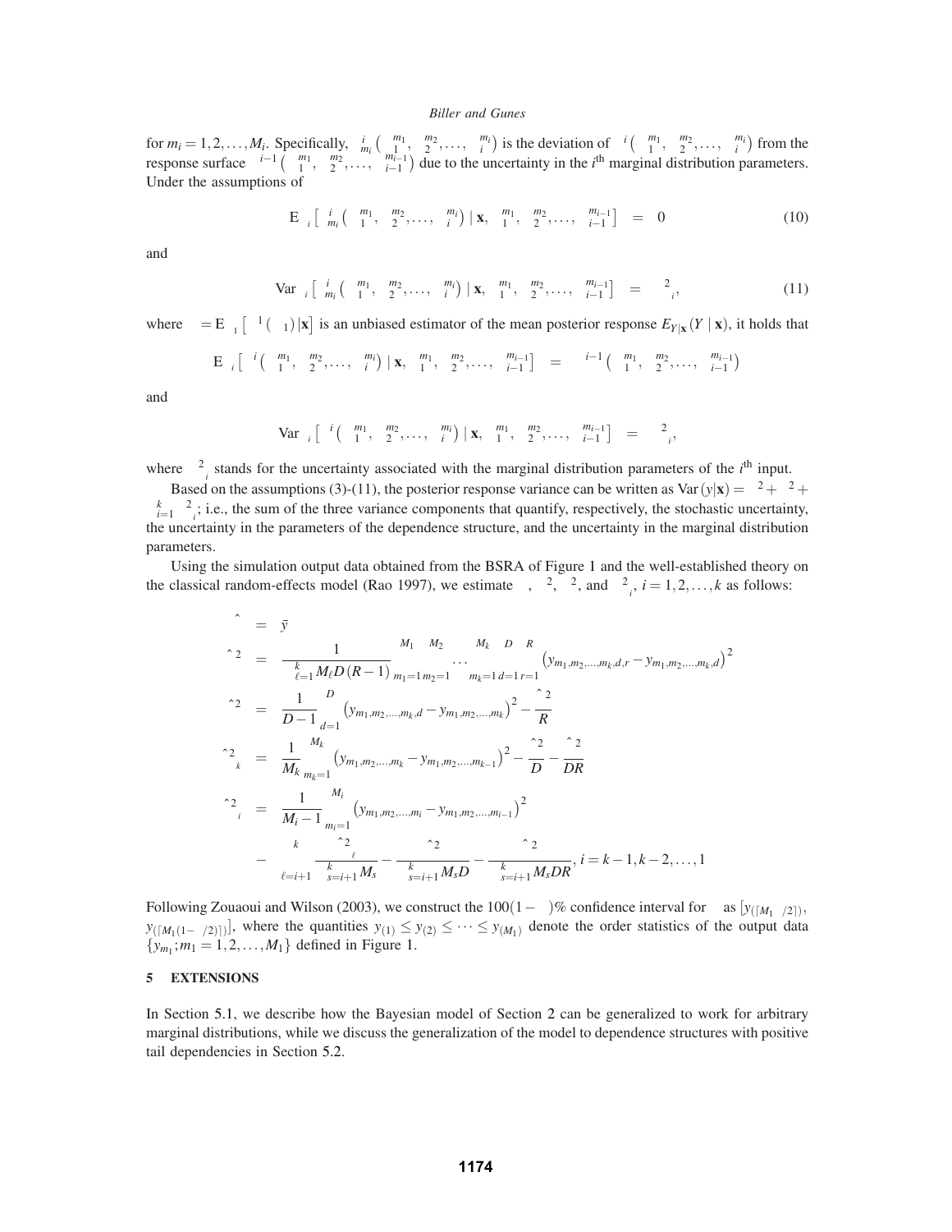for $m_i = 1,2,\ldots,M_i$. Specifically, ${}^{i}_{m_i}\left({}^{m_1}_{1}, {}^{m_2}_{2}, \ldots, {}^{m_i}_{i}\right)$ is the deviation of ${}^{i}\left({}^{m_1}_{1}, {}^{m_2}_{2}, \ldots, {}^{m_i}_{i}\right)$ from the response surface ${}^{i-1}\left({}^{m_1}_{1}, {}^{m_2}_{2}, \ldots, {}^{m_{i-1}}_{i-1}\right)$ due to the uncertainty in the $i^{\text{th}}$ marginal distribution parameters. Under the assumptions of

$$\mathrm{E}_{\ i}\left[{}^{i}_{m_i}\left({}^{m_1}_{1}, {}^{m_2}_{2}, \ldots, {}^{m_i}_{i}\right) \mid \mathbf{x}, {}^{m_1}_{1}, {}^{m_2}_{2}, \ldots, {}^{m_{i-1}}_{i-1}\right] = 0 \tag{10}$$

and

$$\mathrm{Var}_{\ i}\left[{}^{i}_{m_i}\left({}^{m_1}_{1}, {}^{m_2}_{2}, \ldots, {}^{m_i}_{i}\right) \mid \mathbf{x}, {}^{m_1}_{1}, {}^{m_2}_{2}, \ldots, {}^{m_{i-1}}_{i-1}\right] = {}^{2}_{\ i}, \tag{11}$$

where $= \mathrm{E}_{\ 1}\left[{}^{1}(\ {}_{1})|\mathbf{x}\right]$ is an unbiased estimator of the mean posterior response $E_{Y|\mathbf{x}}(Y \mid \mathbf{x})$, it holds that

$$\mathrm{E}_{\ i}\left[{}^{i}\left({}^{m_1}_{1}, {}^{m_2}_{2}, \ldots, {}^{m_i}_{i}\right) \mid \mathbf{x}, {}^{m_1}_{1}, {}^{m_2}_{2}, \ldots, {}^{m_{i-1}}_{i-1}\right] = {}^{i-1}\left({}^{m_1}_{1}, {}^{m_2}_{2}, \ldots, {}^{m_{i-1}}_{i-1}\right)$$

and

$$\mathrm{Var}_{\ i}\left[{}^{i}\left({}^{m_1}_{1}, {}^{m_2}_{2}, \ldots, {}^{m_i}_{i}\right) \mid \mathbf{x}, {}^{m_1}_{1}, {}^{m_2}_{2}, \ldots, {}^{m_{i-1}}_{i-1}\right] = {}^{2}_{\ i},$$

where ${}^{2}_{\ i}$ stands for the uncertainty associated with the marginal distribution parameters of the $i^{\text{th}}$ input.

Based on the assumptions (3)-(11), the posterior response variance can be written as $\mathrm{Var}(y|\mathbf{x}) = {}^{2} + {}^{2} + \sum_{i=1}^{k} {}^{2}_{\ i}$; i.e., the sum of the three variance components that quantify, respectively, the stochastic uncertainty, the uncertainty in the parameters of the dependence structure, and the uncertainty in the marginal distribution parameters.

Using the simulation output data obtained from the BSRA of Figure 1 and the well-established theory on the classical random-effects model (Rao 1997), we estimate $\ ,\ {}^{2},\ {}^{2}$, and ${}^{2}_{\ i}$, $i = 1,2,\ldots,k$ as follows:

$$\begin{aligned}
\hat{\ } &= \bar{y} \\
\hat{\ }^{2} &= \frac{1}{\prod_{\ell=1}^{k} M_\ell D(R-1)} \sum_{m_1=1}^{M_1}\sum_{m_2=1}^{M_2} \cdots \sum_{m_k=1}^{M_k}\sum_{d=1}^{D}\sum_{r=1}^{R} \left(y_{m_1,m_2,\ldots,m_k,d,r} - y_{m_1,m_2,\ldots,m_k,d}\right)^2 \\
\hat{\ }^{2} &= \frac{1}{D-1}\sum_{d=1}^{D}\left(y_{m_1,m_2,\ldots,m_k,d} - y_{m_1,m_2,\ldots,m_k}\right)^2 - \frac{\hat{\ }^{2}}{R} \\
\hat{\ }^{2}_{\ k} &= \frac{1}{M_k}\sum_{m_k=1}^{M_k}\left(y_{m_1,m_2,\ldots,m_k} - y_{m_1,m_2,\ldots,m_{k-1}}\right)^2 - \frac{\hat{\ }^{2}}{D} - \frac{\hat{\ }^{2}}{DR} \\
\hat{\ }^{2}_{\ i} &= \frac{1}{M_i - 1}\sum_{m_i=1}^{M_i}\left(y_{m_1,m_2,\ldots,m_i} - y_{m_1,m_2,\ldots,m_{i-1}}\right)^2 \\
&\quad - \sum_{\ell=i+1}^{k} \frac{\hat{\ }^{2}_{\ \ell}}{\prod_{s=i+1}^{k} M_s} - \frac{\hat{\ }^{2}}{\prod_{s=i+1}^{k} M_s D} - \frac{\hat{\ }^{2}}{\prod_{s=i+1}^{k} M_s DR},\ i = k-1, k-2, \ldots, 1
\end{aligned}$$

Following Zouaoui and Wilson (2003), we construct the $100(1-\ )\%$ confidence interval for $\ $ as $[y_{(\lceil M_1\ /2\rceil)}, y_{(\lceil M_1(1-\ /2)\rceil)}]$, where the quantities $y_{(1)} \le y_{(2)} \le \cdots \le y_{(M_1)}$ denote the order statistics of the output data $\{y_{m_1}; m_1 = 1,2,\ldots,M_1\}$ defined in Figure 1.

## 5 EXTENSIONS

In Section 5.1, we describe how the Bayesian model of Section 2 can be generalized to work for arbitrary marginal distributions, while we discuss the generalization of the model to dependence structures with positive tail dependencies in Section 5.2.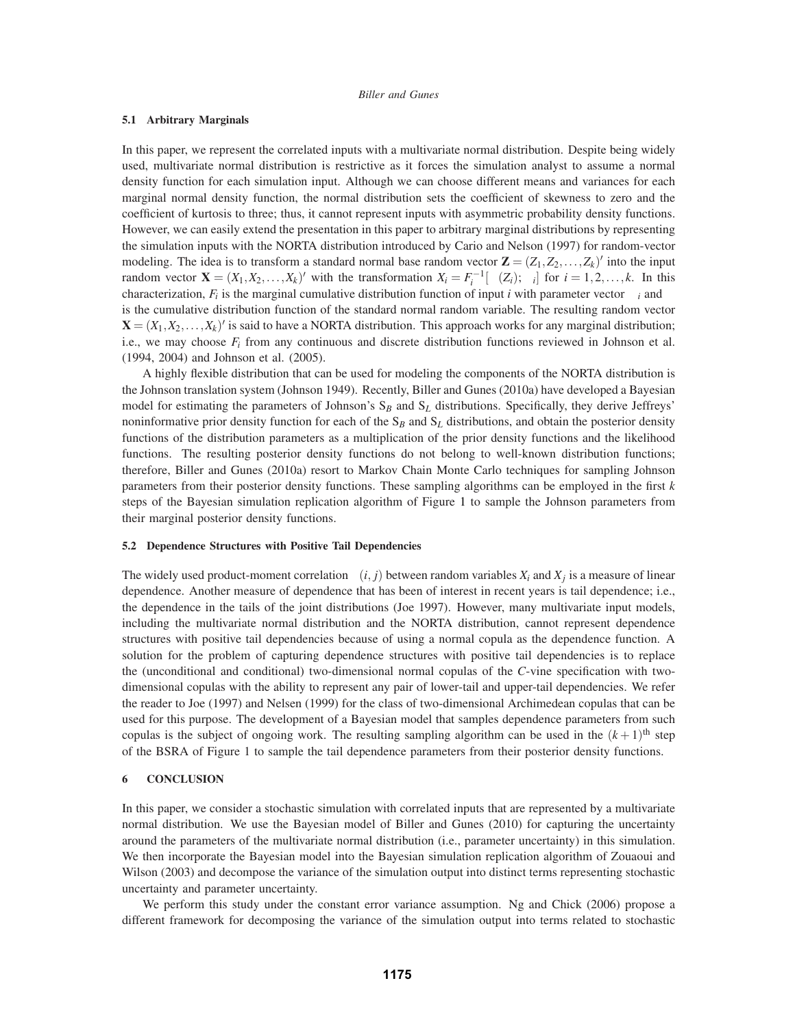### 5.1 Arbitrary Marginals

In this paper, we represent the correlated inputs with a multivariate normal distribution. Despite being widely used, multivariate normal distribution is restrictive as it forces the simulation analyst to assume a normal density function for each simulation input. Although we can choose different means and variances for each marginal normal density function, the normal distribution sets the coefficient of skewness to zero and the coefficient of kurtosis to three; thus, it cannot represent inputs with asymmetric probability density functions. However, we can easily extend the presentation in this paper to arbitrary marginal distributions by representing the simulation inputs with the NORTA distribution introduced by Cario and Nelson (1997) for random-vector modeling. The idea is to transform a standard normal base random vector $\mathbf{Z} = (Z_1, Z_2, \ldots, Z_k)'$ into the input random vector $\mathbf{X} = (X_1, X_2, \ldots, X_k)'$ with the transformation $X_i = F_i^{-1}[\Phi(Z_i); \psi_i]$ for $i = 1, 2, \ldots, k$. In this characterization, $F_i$ is the marginal cumulative distribution function of input $i$ with parameter vector $\psi_i$ and $\Phi$ is the cumulative distribution function of the standard normal random variable. The resulting random vector $\mathbf{X} = (X_1, X_2, \ldots, X_k)'$ is said to have a NORTA distribution. This approach works for any marginal distribution; i.e., we may choose $F_i$ from any continuous and discrete distribution functions reviewed in Johnson et al. (1994, 2004) and Johnson et al. (2005).

A highly flexible distribution that can be used for modeling the components of the NORTA distribution is the Johnson translation system (Johnson 1949). Recently, Biller and Gunes (2010a) have developed a Bayesian model for estimating the parameters of Johnson's $S_B$ and $S_L$ distributions. Specifically, they derive Jeffreys' noninformative prior density function for each of the $S_B$ and $S_L$ distributions, and obtain the posterior density functions of the distribution parameters as a multiplication of the prior density functions and the likelihood functions. The resulting posterior density functions do not belong to well-known distribution functions; therefore, Biller and Gunes (2010a) resort to Markov Chain Monte Carlo techniques for sampling Johnson parameters from their posterior density functions. These sampling algorithms can be employed in the first $k$ steps of the Bayesian simulation replication algorithm of Figure 1 to sample the Johnson parameters from their marginal posterior density functions.

### 5.2 Dependence Structures with Positive Tail Dependencies

The widely used product-moment correlation $\rho(i, j)$ between random variables $X_i$ and $X_j$ is a measure of linear dependence. Another measure of dependence that has been of interest in recent years is tail dependence; i.e., the dependence in the tails of the joint distributions (Joe 1997). However, many multivariate input models, including the multivariate normal distribution and the NORTA distribution, cannot represent dependence structures with positive tail dependencies because of using a normal copula as the dependence function. A solution for the problem of capturing dependence structures with positive tail dependencies is to replace the (unconditional and conditional) two-dimensional normal copulas of the *C*-vine specification with two-dimensional copulas with the ability to represent any pair of lower-tail and upper-tail dependencies. We refer the reader to Joe (1997) and Nelsen (1999) for the class of two-dimensional Archimedean copulas that can be used for this purpose. The development of a Bayesian model that samples dependence parameters from such copulas is the subject of ongoing work. The resulting sampling algorithm can be used in the $(k+1)^{\text{th}}$ step of the BSRA of Figure 1 to sample the tail dependence parameters from their posterior density functions.

## 6 CONCLUSION

In this paper, we consider a stochastic simulation with correlated inputs that are represented by a multivariate normal distribution. We use the Bayesian model of Biller and Gunes (2010) for capturing the uncertainty around the parameters of the multivariate normal distribution (i.e., parameter uncertainty) in this simulation. We then incorporate the Bayesian model into the Bayesian simulation replication algorithm of Zouaoui and Wilson (2003) and decompose the variance of the simulation output into distinct terms representing stochastic uncertainty and parameter uncertainty.

We perform this study under the constant error variance assumption. Ng and Chick (2006) propose a different framework for decomposing the variance of the simulation output into terms related to stochastic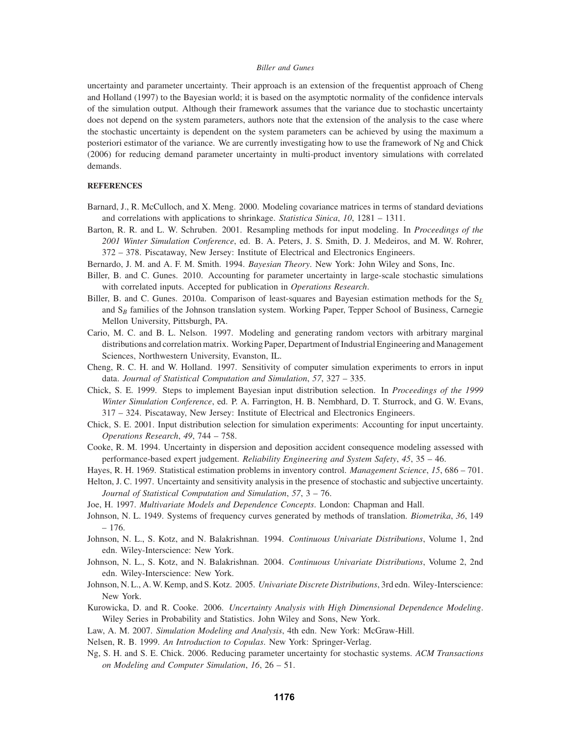uncertainty and parameter uncertainty. Their approach is an extension of the frequentist approach of Cheng and Holland (1997) to the Bayesian world; it is based on the asymptotic normality of the confidence intervals of the simulation output. Although their framework assumes that the variance due to stochastic uncertainty does not depend on the system parameters, authors note that the extension of the analysis to the case where the stochastic uncertainty is dependent on the system parameters can be achieved by using the maximum a posteriori estimator of the variance. We are currently investigating how to use the framework of Ng and Chick (2006) for reducing demand parameter uncertainty in multi-product inventory simulations with correlated demands.

## REFERENCES

Barnard, J., R. McCulloch, and X. Meng. 2000. Modeling covariance matrices in terms of standard deviations and correlations with applications to shrinkage. *Statistica Sinica*, *10*, 1281 – 1311.

Barton, R. R. and L. W. Schruben. 2001. Resampling methods for input modeling. In *Proceedings of the 2001 Winter Simulation Conference*, ed. B. A. Peters, J. S. Smith, D. J. Medeiros, and M. W. Rohrer, 372 – 378. Piscataway, New Jersey: Institute of Electrical and Electronics Engineers.

Bernardo, J. M. and A. F. M. Smith. 1994. *Bayesian Theory*. New York: John Wiley and Sons, Inc.

Biller, B. and C. Gunes. 2010. Accounting for parameter uncertainty in large-scale stochastic simulations with correlated inputs. Accepted for publication in *Operations Research*.

Biller, B. and C. Gunes. 2010a. Comparison of least-squares and Bayesian estimation methods for the $S_L$ and $S_B$ families of the Johnson translation system. Working Paper, Tepper School of Business, Carnegie Mellon University, Pittsburgh, PA.

Cario, M. C. and B. L. Nelson. 1997. Modeling and generating random vectors with arbitrary marginal distributions and correlation matrix. Working Paper, Department of Industrial Engineering and Management Sciences, Northwestern University, Evanston, IL.

Cheng, R. C. H. and W. Holland. 1997. Sensitivity of computer simulation experiments to errors in input data. *Journal of Statistical Computation and Simulation*, *57*, 327 – 335.

Chick, S. E. 1999. Steps to implement Bayesian input distribution selection. In *Proceedings of the 1999 Winter Simulation Conference*, ed. P. A. Farrington, H. B. Nembhard, D. T. Sturrock, and G. W. Evans, 317 – 324. Piscataway, New Jersey: Institute of Electrical and Electronics Engineers.

Chick, S. E. 2001. Input distribution selection for simulation experiments: Accounting for input uncertainty. *Operations Research*, *49*, 744 – 758.

Cooke, R. M. 1994. Uncertainty in dispersion and deposition accident consequence modeling assessed with performance-based expert judgement. *Reliability Engineering and System Safety*, *45*, 35 – 46.

Hayes, R. H. 1969. Statistical estimation problems in inventory control. *Management Science*, *15*, 686 – 701.

Helton, J. C. 1997. Uncertainty and sensitivity analysis in the presence of stochastic and subjective uncertainty. *Journal of Statistical Computation and Simulation*, *57*, 3 – 76.

Joe, H. 1997. *Multivariate Models and Dependence Concepts*. London: Chapman and Hall.

Johnson, N. L. 1949. Systems of frequency curves generated by methods of translation. *Biometrika*, *36*, 149 – 176.

Johnson, N. L., S. Kotz, and N. Balakrishnan. 1994. *Continuous Univariate Distributions*, Volume 1, 2nd edn. Wiley-Interscience: New York.

Johnson, N. L., S. Kotz, and N. Balakrishnan. 2004. *Continuous Univariate Distributions*, Volume 2, 2nd edn. Wiley-Interscience: New York.

Johnson, N. L., A. W. Kemp, and S. Kotz. 2005. *Univariate Discrete Distributions*, 3rd edn. Wiley-Interscience: New York.

Kurowicka, D. and R. Cooke. 2006. *Uncertainty Analysis with High Dimensional Dependence Modeling*. Wiley Series in Probability and Statistics. John Wiley and Sons, New York.

Law, A. M. 2007. *Simulation Modeling and Analysis*, 4th edn. New York: McGraw-Hill.

Nelsen, R. B. 1999. *An Introduction to Copulas*. New York: Springer-Verlag.

Ng, S. H. and S. E. Chick. 2006. Reducing parameter uncertainty for stochastic systems. *ACM Transactions on Modeling and Computer Simulation*, *16*, 26 – 51.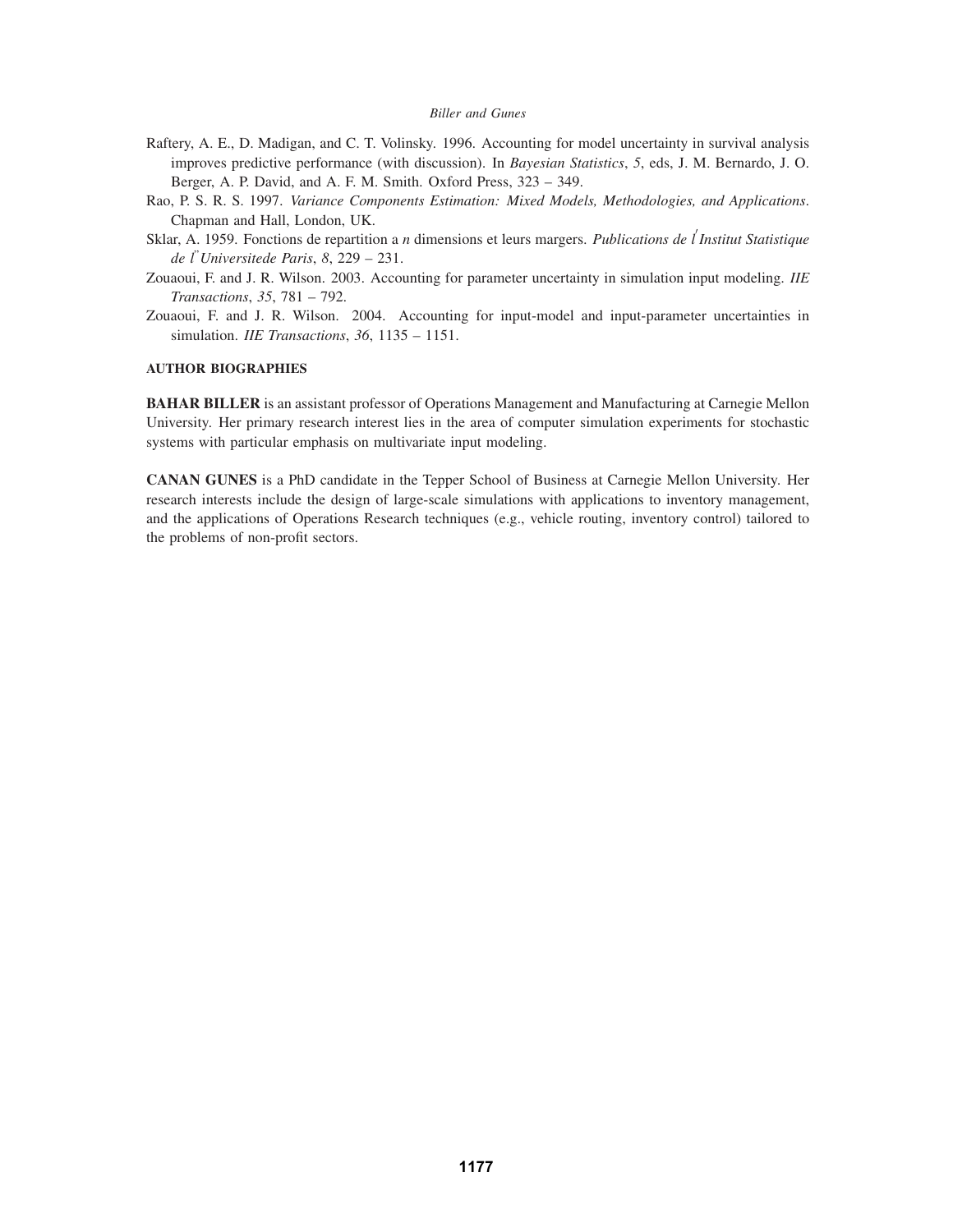Raftery, A. E., D. Madigan, and C. T. Volinsky. 1996. Accounting for model uncertainty in survival analysis improves predictive performance (with discussion). In *Bayesian Statistics*, *5*, eds, J. M. Bernardo, J. O. Berger, A. P. David, and A. F. M. Smith. Oxford Press, 323 – 349.

Rao, P. S. R. S. 1997. *Variance Components Estimation: Mixed Models, Methodologies, and Applications*. Chapman and Hall, London, UK.

Sklar, A. 1959. Fonctions de repartition a *n* dimensions et leurs margers. *Publications de ĺ Institut Statistique de l̈ Universitede Paris*, *8*, 229 – 231.

Zouaoui, F. and J. R. Wilson. 2003. Accounting for parameter uncertainty in simulation input modeling. *IIE Transactions*, *35*, 781 – 792.

Zouaoui, F. and J. R. Wilson. 2004. Accounting for input-model and input-parameter uncertainties in simulation. *IIE Transactions*, *36*, 1135 – 1151.

## AUTHOR BIOGRAPHIES

**BAHAR BILLER** is an assistant professor of Operations Management and Manufacturing at Carnegie Mellon University. Her primary research interest lies in the area of computer simulation experiments for stochastic systems with particular emphasis on multivariate input modeling.

**CANAN GUNES** is a PhD candidate in the Tepper School of Business at Carnegie Mellon University. Her research interests include the design of large-scale simulations with applications to inventory management, and the applications of Operations Research techniques (e.g., vehicle routing, inventory control) tailored to the problems of non-profit sectors.